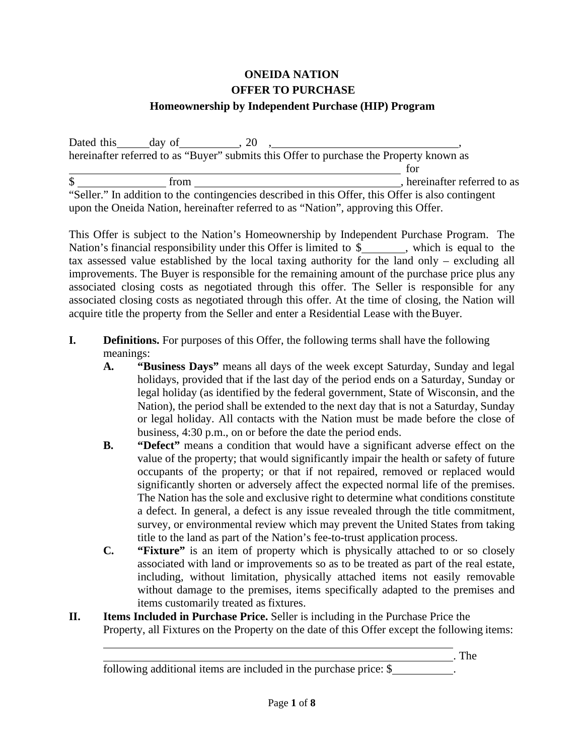**ONEIDA NATION**
**OFFER TO PURCHASE**
**Homeownership by Independent Purchase (HIP) Program**

Dated this\_\_\_\_\_\_day of\_\_\_\_\_\_\_\_\_\_, 20 \_\_, \_\_\_\_\_\_\_\_\_\_\_\_\_\_\_\_\_\_\_\_\_\_\_\_\_\_\_\_\_\_\_\_\_, hereinafter referred to as "Buyer" submits this Offer to purchase the Property known as \_\_\_\_\_\_\_\_\_\_\_\_\_\_\_\_\_\_\_\_\_\_\_\_\_\_\_\_\_\_\_\_\_\_\_\_\_\_\_\_\_\_\_\_\_\_\_\_\_\_\_\_\_\_\_\_\_\_\_\_ for $ \_\_\_\_\_\_\_\_\_\_\_\_\_\_\_\_ from \_\_\_\_\_\_\_\_\_\_\_\_\_\_\_\_\_\_\_\_\_\_\_\_\_\_\_\_\_\_\_\_\_\_\_\_\_\_, hereinafter referred to as "Seller." In addition to the contingencies described in this Offer, this Offer is also contingent upon the Oneida Nation, hereinafter referred to as "Nation", approving this Offer.

This Offer is subject to the Nation's Homeownership by Independent Purchase Program. The Nation's financial responsibility under this Offer is limited to $\_\_\_\_\_\_\_\_, which is equal to the tax assessed value established by the local taxing authority for the land only – excluding all improvements. The Buyer is responsible for the remaining amount of the purchase price plus any associated closing costs as negotiated through this offer. The Seller is responsible for any associated closing costs as negotiated through this offer. At the time of closing, the Nation will acquire title the property from the Seller and enter a Residential Lease with the Buyer.

**I. Definitions.** For purposes of this Offer, the following terms shall have the following meanings:

- **A. "Business Days"** means all days of the week except Saturday, Sunday and legal holidays, provided that if the last day of the period ends on a Saturday, Sunday or legal holiday (as identified by the federal government, State of Wisconsin, and the Nation), the period shall be extended to the next day that is not a Saturday, Sunday or legal holiday. All contacts with the Nation must be made before the close of business, 4:30 p.m., on or before the date the period ends.
- **B. "Defect"** means a condition that would have a significant adverse effect on the value of the property; that would significantly impair the health or safety of future occupants of the property; or that if not repaired, removed or replaced would significantly shorten or adversely affect the expected normal life of the premises. The Nation has the sole and exclusive right to determine what conditions constitute a defect. In general, a defect is any issue revealed through the title commitment, survey, or environmental review which may prevent the United States from taking title to the land as part of the Nation's fee-to-trust application process.
- **C. "Fixture"** is an item of property which is physically attached to or so closely associated with land or improvements so as to be treated as part of the real estate, including, without limitation, physically attached items not easily removable without damage to the premises, items specifically adapted to the premises and items customarily treated as fixtures.

**II. Items Included in Purchase Price.** Seller is including in the Purchase Price the Property, all Fixtures on the Property on the date of this Offer except the following items: \_\_\_\_\_\_\_\_\_\_\_\_\_\_\_\_\_\_\_\_\_\_\_\_\_\_\_\_\_\_\_\_\_\_\_\_\_\_\_\_\_\_\_\_\_\_\_\_\_\_\_\_\_\_\_\_\_\_\_\_\_\_\_\_\_\_\_\_\_\_\_\_\_\_\_\_\_\_\_\_\_\_\_\_\_\_\_\_\_\_\_\_\_\_\_\_\_\_\_\_\_\_\_\_\_\_\_\_\_\_\_\_\_\_\_\_\_\_\_\_\_\_\_\_\_\_\_\_\_\_\_\_\_\_. The following additional items are included in the purchase price: $\_\_\_\_\_\_\_\_\_\_\_.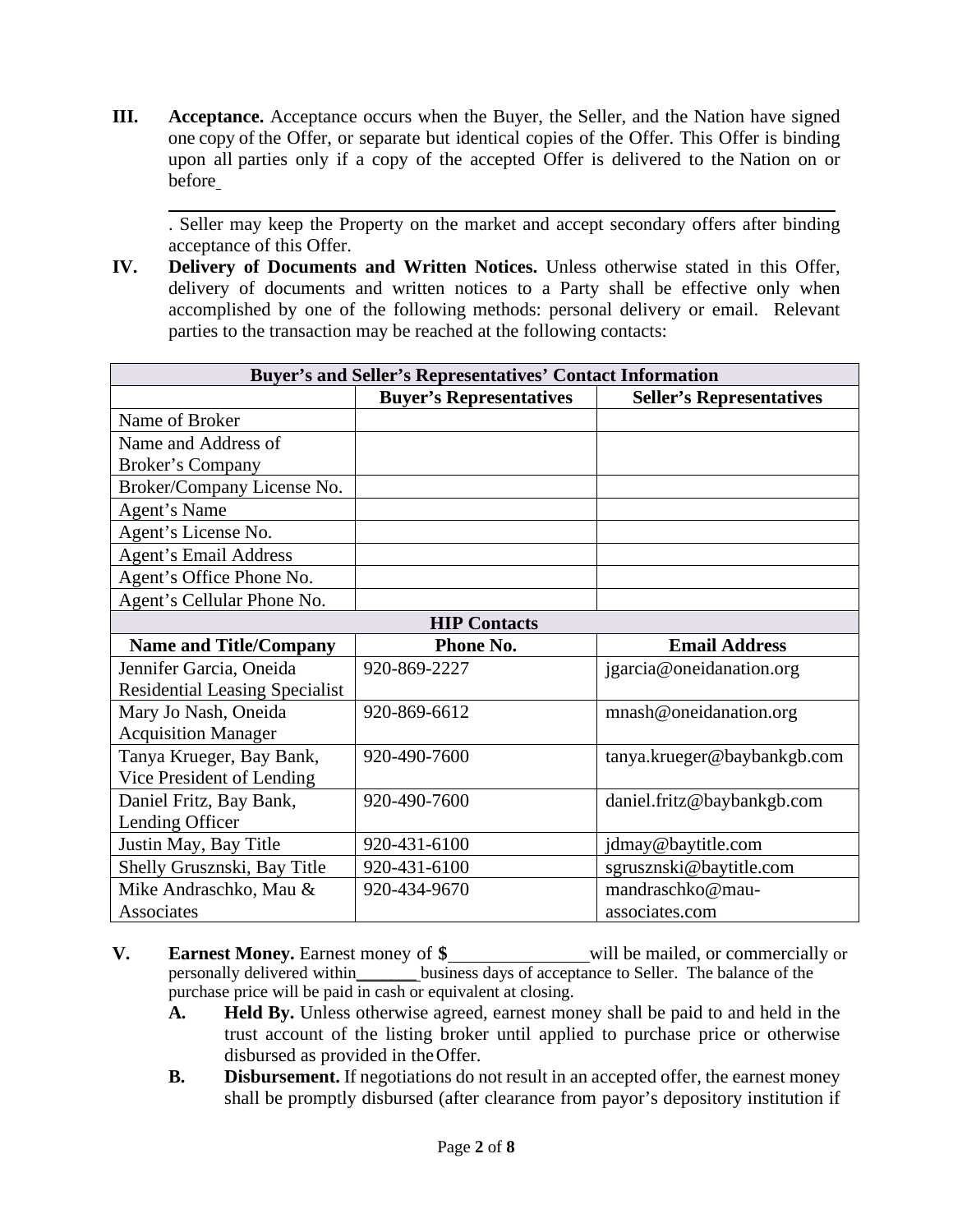**III. Acceptance.** Acceptance occurs when the Buyer, the Seller, and the Nation have signed one copy of the Offer, or separate but identical copies of the Offer. This Offer is binding upon all parties only if a copy of the accepted Offer is delivered to the Nation on or before ______________________________________________________________. Seller may keep the Property on the market and accept secondary offers after binding acceptance of this Offer.

**IV. Delivery of Documents and Written Notices.** Unless otherwise stated in this Offer, delivery of documents and written notices to a Party shall be effective only when accomplished by one of the following methods: personal delivery or email. Relevant parties to the transaction may be reached at the following contacts:

| Buyer's and Seller's Representatives' Contact Information | | |
|---|---|---|
| | **Buyer's Representatives** | **Seller's Representatives** |
| Name of Broker | | |
| Name and Address of Broker's Company | | |
| Broker/Company License No. | | |
| Agent's Name | | |
| Agent's License No. | | |
| Agent's Email Address | | |
| Agent's Office Phone No. | | |
| Agent's Cellular Phone No. | | |
| **HIP Contacts** | | |
| **Name and Title/Company** | **Phone No.** | **Email Address** |
| Jennifer Garcia, Oneida Residential Leasing Specialist | 920-869-2227 | jgarcia@oneidanation.org |
| Mary Jo Nash, Oneida Acquisition Manager | 920-869-6612 | mnash@oneidanation.org |
| Tanya Krueger, Bay Bank, Vice President of Lending | 920-490-7600 | tanya.krueger@baybankgb.com |
| Daniel Fritz, Bay Bank, Lending Officer | 920-490-7600 | daniel.fritz@baybankgb.com |
| Justin May, Bay Title | 920-431-6100 | jdmay@baytitle.com |
| Shelly Grusznski, Bay Title | 920-431-6100 | sgrusznski@baytitle.com |
| Mike Andraschko, Mau & Associates | 920-434-9670 | mandraschko@mau-associates.com |

**V. Earnest Money.** Earnest money of **$**_______________ will be mailed, or commercially or personally delivered within_______ business days of acceptance to Seller. The balance of the purchase price will be paid in cash or equivalent at closing.

- **A. Held By.** Unless otherwise agreed, earnest money shall be paid to and held in the trust account of the listing broker until applied to purchase price or otherwise disbursed as provided in the Offer.
- **B. Disbursement.** If negotiations do not result in an accepted offer, the earnest money shall be promptly disbursed (after clearance from payor's depository institution if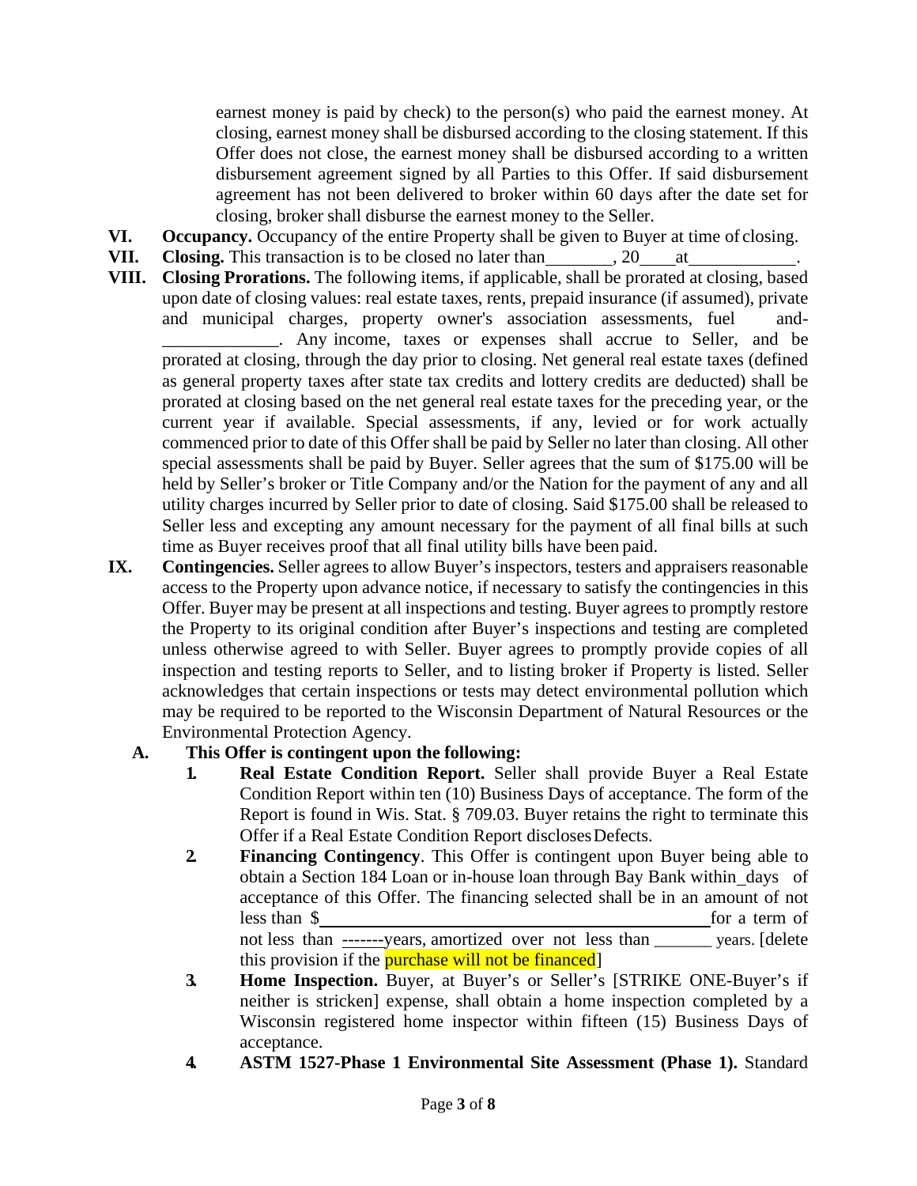earnest money is paid by check) to the person(s) who paid the earnest money. At closing, earnest money shall be disbursed according to the closing statement. If this Offer does not close, the earnest money shall be disbursed according to a written disbursement agreement signed by all Parties to this Offer. If said disbursement agreement has not been delivered to broker within 60 days after the date set for closing, broker shall disburse the earnest money to the Seller.

**VI. Occupancy.** Occupancy of the entire Property shall be given to Buyer at time of closing.

**VII. Closing.** This transaction is to be closed no later than ________, 20____ at ____________.

**VIII. Closing Prorations.** The following items, if applicable, shall be prorated at closing, based upon date of closing values: real estate taxes, rents, prepaid insurance (if assumed), private and municipal charges, property owner's association assessments, fuel and- _____________. Any income, taxes or expenses shall accrue to Seller, and be prorated at closing, through the day prior to closing. Net general real estate taxes (defined as general property taxes after state tax credits and lottery credits are deducted) shall be prorated at closing based on the net general real estate taxes for the preceding year, or the current year if available. Special assessments, if any, levied or for work actually commenced prior to date of this Offer shall be paid by Seller no later than closing. All other special assessments shall be paid by Buyer. Seller agrees that the sum of $175.00 will be held by Seller's broker or Title Company and/or the Nation for the payment of any and all utility charges incurred by Seller prior to date of closing. Said $175.00 shall be released to Seller less and excepting any amount necessary for the payment of all final bills at such time as Buyer receives proof that all final utility bills have been paid.

**IX. Contingencies.** Seller agrees to allow Buyer's inspectors, testers and appraisers reasonable access to the Property upon advance notice, if necessary to satisfy the contingencies in this Offer. Buyer may be present at all inspections and testing. Buyer agrees to promptly restore the Property to its original condition after Buyer's inspections and testing are completed unless otherwise agreed to with Seller. Buyer agrees to promptly provide copies of all inspection and testing reports to Seller, and to listing broker if Property is listed. Seller acknowledges that certain inspections or tests may detect environmental pollution which may be required to be reported to the Wisconsin Department of Natural Resources or the Environmental Protection Agency.

**A. This Offer is contingent upon the following:**

1. **Real Estate Condition Report.** Seller shall provide Buyer a Real Estate Condition Report within ten (10) Business Days of acceptance. The form of the Report is found in Wis. Stat. § 709.03. Buyer retains the right to terminate this Offer if a Real Estate Condition Report discloses Defects.

2. **Financing Contingency**. This Offer is contingent upon Buyer being able to obtain a Section 184 Loan or in-house loan through Bay Bank within _days of acceptance of this Offer. The financing selected shall be in an amount of not less than $____________________________________________ for a term of not less than -------years, amortized over not less than _______ years. [delete this provision if the purchase will not be financed]

3. **Home Inspection.** Buyer, at Buyer's or Seller's [STRIKE ONE-Buyer's if neither is stricken] expense, shall obtain a home inspection completed by a Wisconsin registered home inspector within fifteen (15) Business Days of acceptance.

4. **ASTM 1527-Phase 1 Environmental Site Assessment (Phase 1).** Standard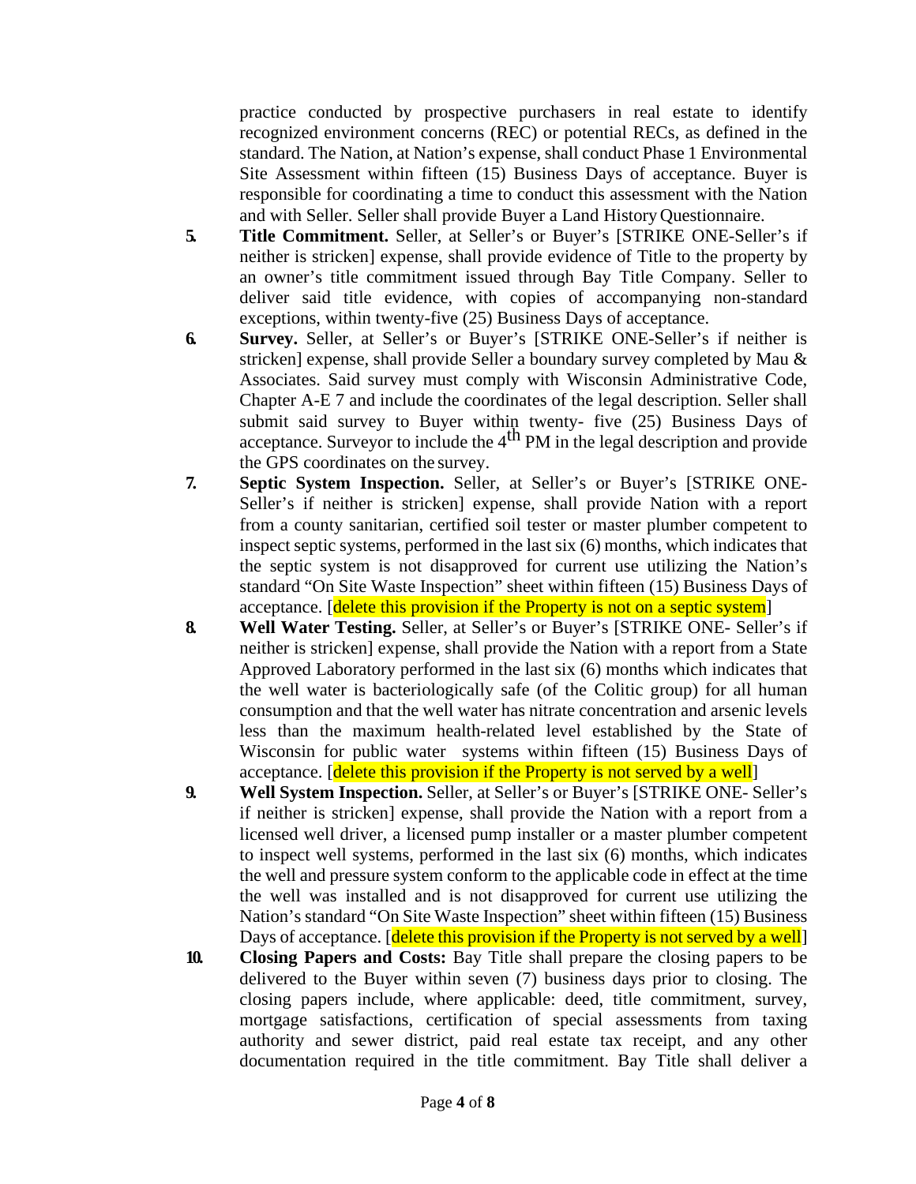practice conducted by prospective purchasers in real estate to identify recognized environment concerns (REC) or potential RECs, as defined in the standard. The Nation, at Nation's expense, shall conduct Phase 1 Environmental Site Assessment within fifteen (15) Business Days of acceptance. Buyer is responsible for coordinating a time to conduct this assessment with the Nation and with Seller. Seller shall provide Buyer a Land History Questionnaire.

5. **Title Commitment.** Seller, at Seller's or Buyer's [STRIKE ONE-Seller's if neither is stricken] expense, shall provide evidence of Title to the property by an owner's title commitment issued through Bay Title Company. Seller to deliver said title evidence, with copies of accompanying non-standard exceptions, within twenty-five (25) Business Days of acceptance.

6. **Survey.** Seller, at Seller's or Buyer's [STRIKE ONE-Seller's if neither is stricken] expense, shall provide Seller a boundary survey completed by Mau & Associates. Said survey must comply with Wisconsin Administrative Code, Chapter A-E 7 and include the coordinates of the legal description. Seller shall submit said survey to Buyer within twenty- five (25) Business Days of acceptance. Surveyor to include the 4th PM in the legal description and provide the GPS coordinates on the survey.

7. **Septic System Inspection.** Seller, at Seller's or Buyer's [STRIKE ONE-Seller's if neither is stricken] expense, shall provide Nation with a report from a county sanitarian, certified soil tester or master plumber competent to inspect septic systems, performed in the last six (6) months, which indicates that the septic system is not disapproved for current use utilizing the Nation's standard "On Site Waste Inspection" sheet within fifteen (15) Business Days of acceptance. [delete this provision if the Property is not on a septic system]

8. **Well Water Testing.** Seller, at Seller's or Buyer's [STRIKE ONE- Seller's if neither is stricken] expense, shall provide the Nation with a report from a State Approved Laboratory performed in the last six (6) months which indicates that the well water is bacteriologically safe (of the Colitic group) for all human consumption and that the well water has nitrate concentration and arsenic levels less than the maximum health-related level established by the State of Wisconsin for public water systems within fifteen (15) Business Days of acceptance. [delete this provision if the Property is not served by a well]

9. **Well System Inspection.** Seller, at Seller's or Buyer's [STRIKE ONE- Seller's if neither is stricken] expense, shall provide the Nation with a report from a licensed well driver, a licensed pump installer or a master plumber competent to inspect well systems, performed in the last six (6) months, which indicates the well and pressure system conform to the applicable code in effect at the time the well was installed and is not disapproved for current use utilizing the Nation's standard "On Site Waste Inspection" sheet within fifteen (15) Business Days of acceptance. [delete this provision if the Property is not served by a well]

10. **Closing Papers and Costs:** Bay Title shall prepare the closing papers to be delivered to the Buyer within seven (7) business days prior to closing. The closing papers include, where applicable: deed, title commitment, survey, mortgage satisfactions, certification of special assessments from taxing authority and sewer district, paid real estate tax receipt, and any other documentation required in the title commitment. Bay Title shall deliver a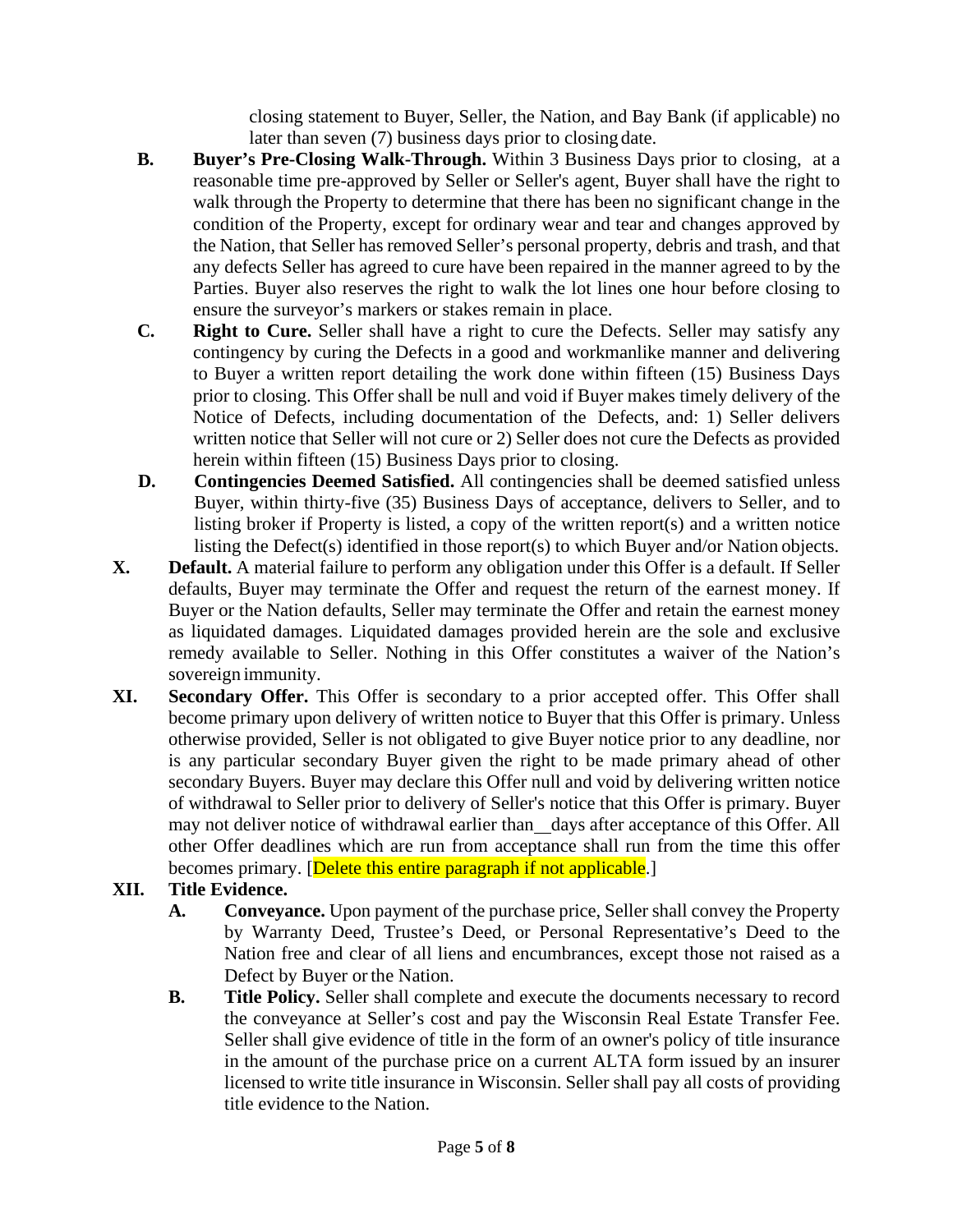closing statement to Buyer, Seller, the Nation, and Bay Bank (if applicable) no later than seven (7) business days prior to closing date.

**B. Buyer's Pre-Closing Walk-Through.** Within 3 Business Days prior to closing, at a reasonable time pre-approved by Seller or Seller's agent, Buyer shall have the right to walk through the Property to determine that there has been no significant change in the condition of the Property, except for ordinary wear and tear and changes approved by the Nation, that Seller has removed Seller's personal property, debris and trash, and that any defects Seller has agreed to cure have been repaired in the manner agreed to by the Parties. Buyer also reserves the right to walk the lot lines one hour before closing to ensure the surveyor's markers or stakes remain in place.

**C. Right to Cure.** Seller shall have a right to cure the Defects. Seller may satisfy any contingency by curing the Defects in a good and workmanlike manner and delivering to Buyer a written report detailing the work done within fifteen (15) Business Days prior to closing. This Offer shall be null and void if Buyer makes timely delivery of the Notice of Defects, including documentation of the Defects, and: 1) Seller delivers written notice that Seller will not cure or 2) Seller does not cure the Defects as provided herein within fifteen (15) Business Days prior to closing.

**D. Contingencies Deemed Satisfied.** All contingencies shall be deemed satisfied unless Buyer, within thirty-five (35) Business Days of acceptance, delivers to Seller, and to listing broker if Property is listed, a copy of the written report(s) and a written notice listing the Defect(s) identified in those report(s) to which Buyer and/or Nation objects.

**X. Default.** A material failure to perform any obligation under this Offer is a default. If Seller defaults, Buyer may terminate the Offer and request the return of the earnest money. If Buyer or the Nation defaults, Seller may terminate the Offer and retain the earnest money as liquidated damages. Liquidated damages provided herein are the sole and exclusive remedy available to Seller. Nothing in this Offer constitutes a waiver of the Nation's sovereign immunity.

**XI. Secondary Offer.** This Offer is secondary to a prior accepted offer. This Offer shall become primary upon delivery of written notice to Buyer that this Offer is primary. Unless otherwise provided, Seller is not obligated to give Buyer notice prior to any deadline, nor is any particular secondary Buyer given the right to be made primary ahead of other secondary Buyers. Buyer may declare this Offer null and void by delivering written notice of withdrawal to Seller prior to delivery of Seller's notice that this Offer is primary. Buyer may not deliver notice of withdrawal earlier than \_\_ days after acceptance of this Offer. All other Offer deadlines which are run from acceptance shall run from the time this offer becomes primary. [Delete this entire paragraph if not applicable.]

**XII. Title Evidence.**

**A. Conveyance.** Upon payment of the purchase price, Seller shall convey the Property by Warranty Deed, Trustee's Deed, or Personal Representative's Deed to the Nation free and clear of all liens and encumbrances, except those not raised as a Defect by Buyer or the Nation.

**B. Title Policy.** Seller shall complete and execute the documents necessary to record the conveyance at Seller's cost and pay the Wisconsin Real Estate Transfer Fee. Seller shall give evidence of title in the form of an owner's policy of title insurance in the amount of the purchase price on a current ALTA form issued by an insurer licensed to write title insurance in Wisconsin. Seller shall pay all costs of providing title evidence to the Nation.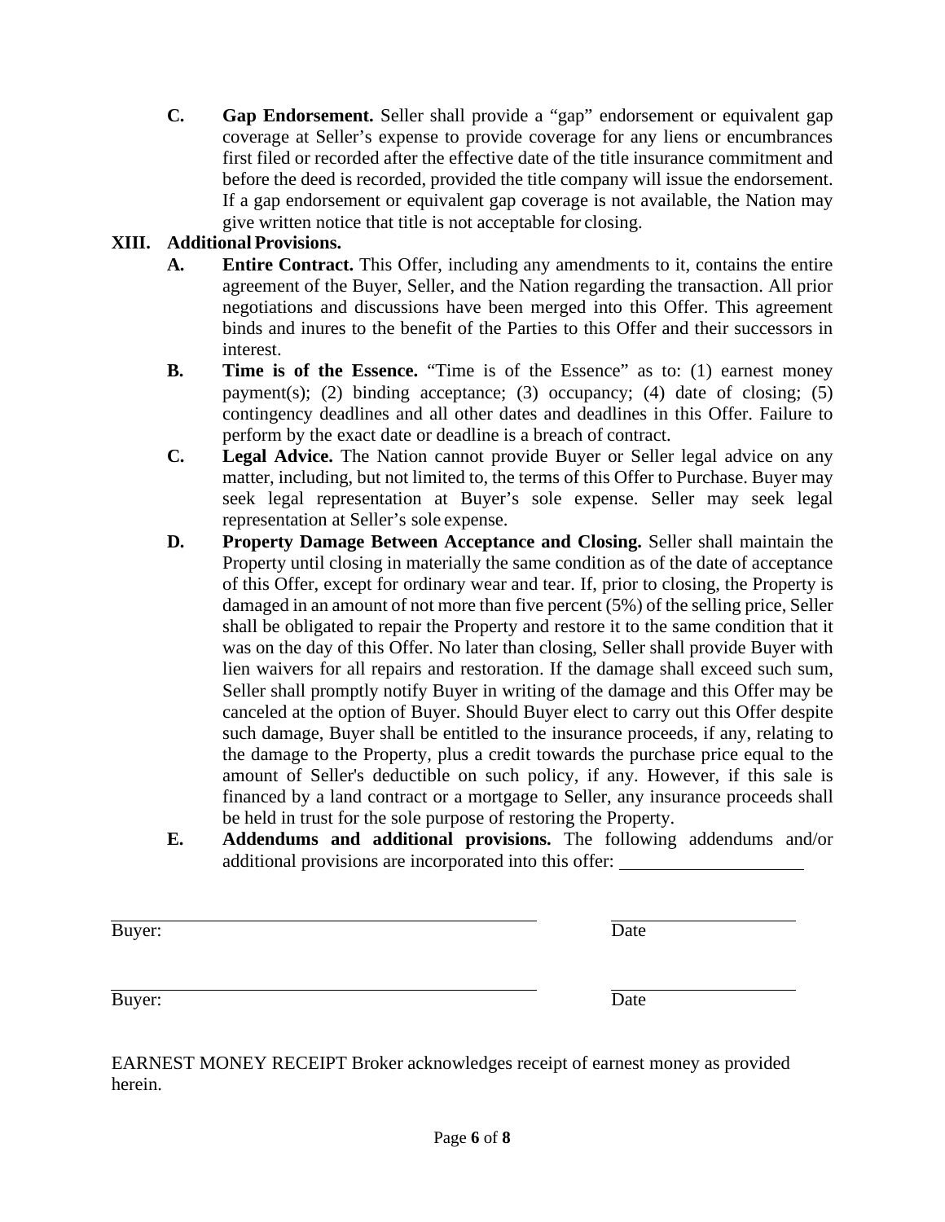**C.** **Gap Endorsement.** Seller shall provide a "gap" endorsement or equivalent gap coverage at Seller's expense to provide coverage for any liens or encumbrances first filed or recorded after the effective date of the title insurance commitment and before the deed is recorded, provided the title company will issue the endorsement. If a gap endorsement or equivalent gap coverage is not available, the Nation may give written notice that title is not acceptable for closing.

## XIII. Additional Provisions.

**A.** **Entire Contract.** This Offer, including any amendments to it, contains the entire agreement of the Buyer, Seller, and the Nation regarding the transaction. All prior negotiations and discussions have been merged into this Offer. This agreement binds and inures to the benefit of the Parties to this Offer and their successors in interest.

**B.** **Time is of the Essence.** "Time is of the Essence" as to: (1) earnest money payment(s); (2) binding acceptance; (3) occupancy; (4) date of closing; (5) contingency deadlines and all other dates and deadlines in this Offer. Failure to perform by the exact date or deadline is a breach of contract.

**C.** **Legal Advice.** The Nation cannot provide Buyer or Seller legal advice on any matter, including, but not limited to, the terms of this Offer to Purchase. Buyer may seek legal representation at Buyer's sole expense. Seller may seek legal representation at Seller's sole expense.

**D.** **Property Damage Between Acceptance and Closing.** Seller shall maintain the Property until closing in materially the same condition as of the date of acceptance of this Offer, except for ordinary wear and tear. If, prior to closing, the Property is damaged in an amount of not more than five percent (5%) of the selling price, Seller shall be obligated to repair the Property and restore it to the same condition that it was on the day of this Offer. No later than closing, Seller shall provide Buyer with lien waivers for all repairs and restoration. If the damage shall exceed such sum, Seller shall promptly notify Buyer in writing of the damage and this Offer may be canceled at the option of Buyer. Should Buyer elect to carry out this Offer despite such damage, Buyer shall be entitled to the insurance proceeds, if any, relating to the damage to the Property, plus a credit towards the purchase price equal to the amount of Seller's deductible on such policy, if any. However, if this sale is financed by a land contract or a mortgage to Seller, any insurance proceeds shall be held in trust for the sole purpose of restoring the Property.

**E.** **Addendums and additional provisions.** The following addendums and/or additional provisions are incorporated into this offer: ____________________

_____________________________________________ ____________________
Buyer: Date

_____________________________________________ ____________________
Buyer: Date

EARNEST MONEY RECEIPT Broker acknowledges receipt of earnest money as provided herein.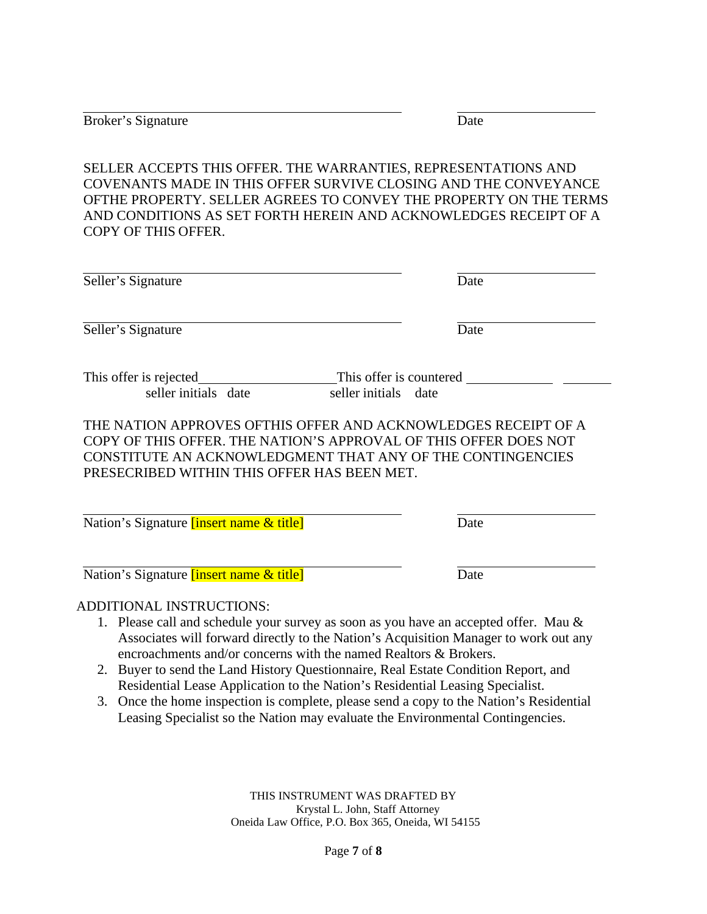_______________________________________________ _______________________

Broker's Signature Date

SELLER ACCEPTS THIS OFFER. THE WARRANTIES, REPRESENTATIONS AND COVENANTS MADE IN THIS OFFER SURVIVE CLOSING AND THE CONVEYANCE OFTHE PROPERTY. SELLER AGREES TO CONVEY THE PROPERTY ON THE TERMS AND CONDITIONS AS SET FORTH HEREIN AND ACKNOWLEDGES RECEIPT OF A COPY OF THIS OFFER.

_______________________________________________ _______________________

Seller's Signature Date

_______________________________________________ _______________________

Seller's Signature Date

This offer is rejected____________________ This offer is countered ____________ ________
seller initials date seller initials date

THE NATION APPROVES OFTHIS OFFER AND ACKNOWLEDGES RECEIPT OF A COPY OF THIS OFFER. THE NATION'S APPROVAL OF THIS OFFER DOES NOT CONSTITUTE AN ACKNOWLEDGMENT THAT ANY OF THE CONTINGENCIES PRESECRIBED WITHIN THIS OFFER HAS BEEN MET.

_______________________________________________ _______________________

Nation's Signature [insert name & title] Date

_______________________________________________ _______________________

Nation's Signature [insert name & title] Date

ADDITIONAL INSTRUCTIONS:

1. Please call and schedule your survey as soon as you have an accepted offer. Mau & Associates will forward directly to the Nation's Acquisition Manager to work out any encroachments and/or concerns with the named Realtors & Brokers.
2. Buyer to send the Land History Questionnaire, Real Estate Condition Report, and Residential Lease Application to the Nation's Residential Leasing Specialist.
3. Once the home inspection is complete, please send a copy to the Nation's Residential Leasing Specialist so the Nation may evaluate the Environmental Contingencies.

THIS INSTRUMENT WAS DRAFTED BY
Krystal L. John, Staff Attorney
Oneida Law Office, P.O. Box 365, Oneida, WI 54155